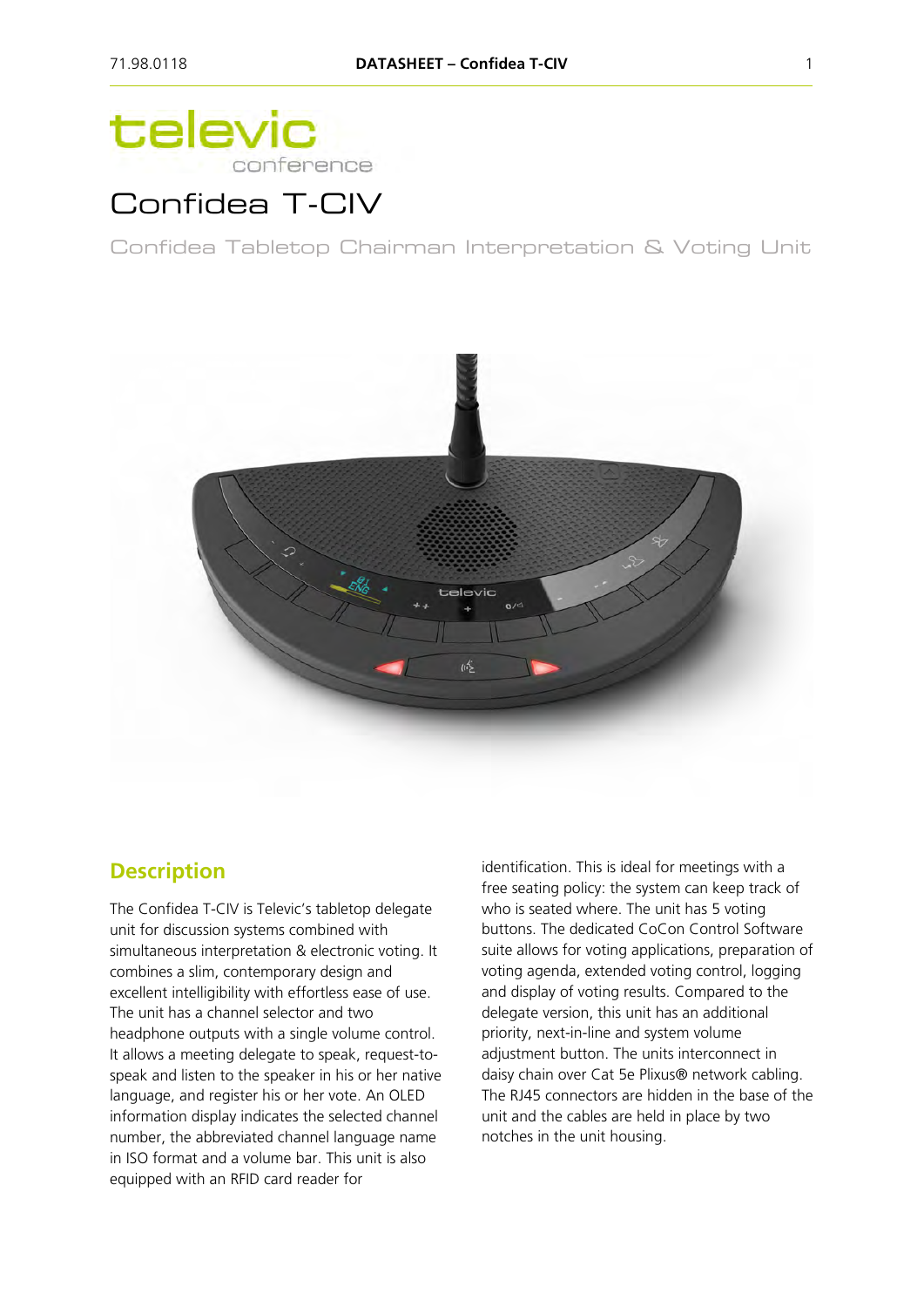televic
conference

# Confidea T-CIV

Confidea Tabletop Chairman Interpretation & Voting Unit

## Description

The Confidea T-CIV is Televic's tabletop delegate unit for discussion systems combined with simultaneous interpretation & electronic voting. It combines a slim, contemporary design and excellent intelligibility with effortless ease of use. The unit has a channel selector and two headphone outputs with a single volume control. It allows a meeting delegate to speak, request-to-speak and listen to the speaker in his or her native language, and register his or her vote. An OLED information display indicates the selected channel number, the abbreviated channel language name in ISO format and a volume bar. This unit is also equipped with an RFID card reader for identification. This is ideal for meetings with a free seating policy: the system can keep track of who is seated where. The unit has 5 voting buttons. The dedicated CoCon Control Software suite allows for voting applications, preparation of voting agenda, extended voting control, logging and display of voting results. Compared to the delegate version, this unit has an additional priority, next-in-line and system volume adjustment button. The units interconnect in daisy chain over Cat 5e Plixus® network cabling. The RJ45 connectors are hidden in the base of the unit and the cables are held in place by two notches in the unit housing.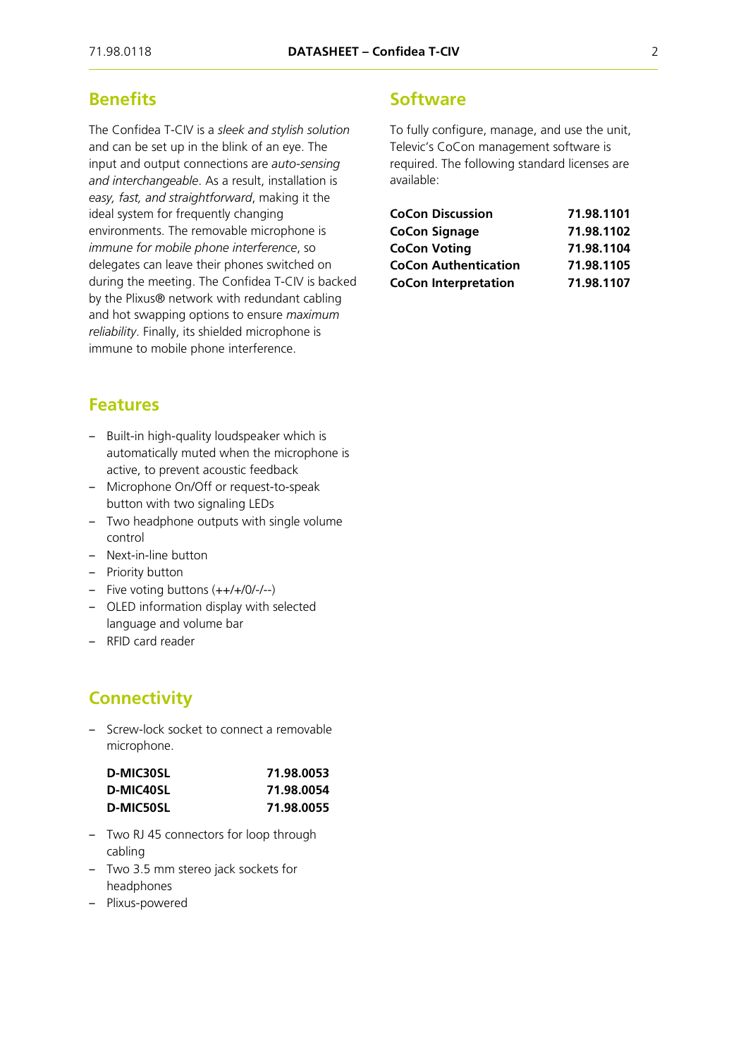## Benefits

The Confidea T-CIV is a *sleek and stylish solution* and can be set up in the blink of an eye. The input and output connections are *auto-sensing and interchangeable*. As a result, installation is *easy, fast, and straightforward*, making it the ideal system for frequently changing environments. The removable microphone is *immune for mobile phone interference*, so delegates can leave their phones switched on during the meeting. The Confidea T-CIV is backed by the Plixus® network with redundant cabling and hot swapping options to ensure *maximum reliability*. Finally, its shielded microphone is immune to mobile phone interference.

## Features

- Built-in high-quality loudspeaker which is automatically muted when the microphone is active, to prevent acoustic feedback
- Microphone On/Off or request-to-speak button with two signaling LEDs
- Two headphone outputs with single volume control
- Next-in-line button
- Priority button
- Five voting buttons (++/+/0/-/--)
- OLED information display with selected language and volume bar
- RFID card reader

## Connectivity

- Screw-lock socket to connect a removable microphone.

| | |
|---|---|
| **D-MIC30SL** | **71.98.0053** |
| **D-MIC40SL** | **71.98.0054** |
| **D-MIC50SL** | **71.98.0055** |

- Two RJ 45 connectors for loop through cabling
- Two 3.5 mm stereo jack sockets for headphones
- Plixus-powered

## Software

To fully configure, manage, and use the unit, Televic's CoCon management software is required. The following standard licenses are available:

| | |
|---|---|
| **CoCon Discussion** | **71.98.1101** |
| **CoCon Signage** | **71.98.1102** |
| **CoCon Voting** | **71.98.1104** |
| **CoCon Authentication** | **71.98.1105** |
| **CoCon Interpretation** | **71.98.1107** |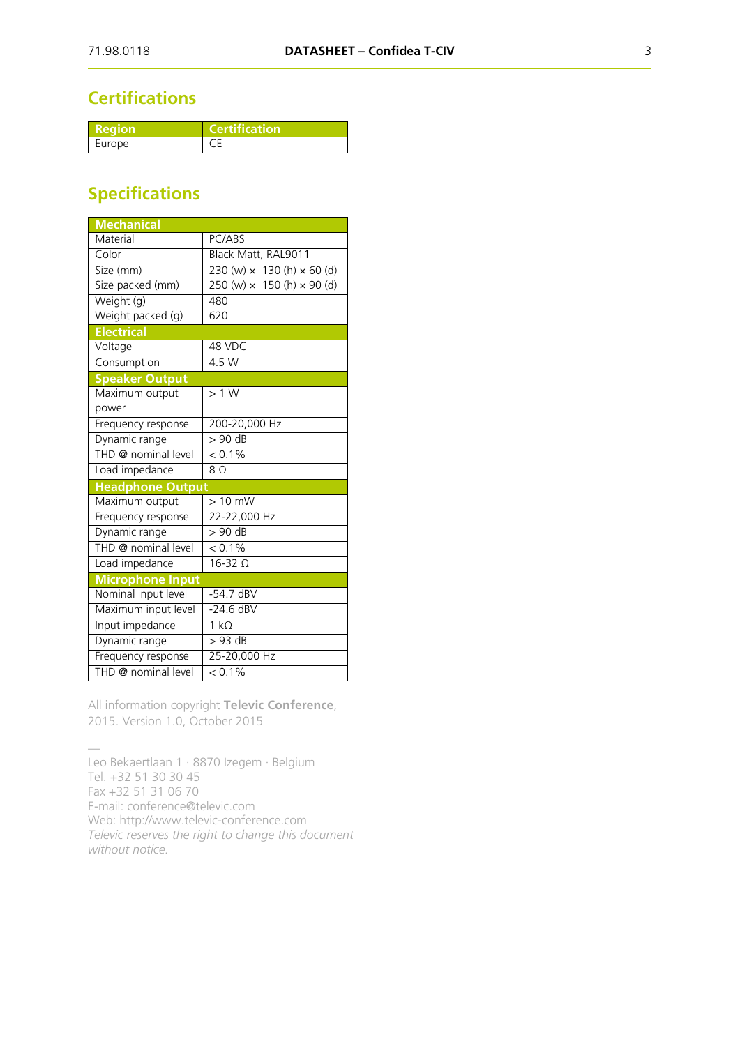## Certifications

| Region | Certification |
| --- | --- |
| Europe | CE |

## Specifications

| Mechanical | |
| --- | --- |
| Material | PC/ABS |
| Color | Black Matt, RAL9011 |
| Size (mm)<br>Size packed (mm) | 230 (w) × 130 (h) × 60 (d)<br>250 (w) × 150 (h) × 90 (d) |
| Weight (g)<br>Weight packed (g) | 480<br>620 |
| **Electrical** | |
| Voltage | 48 VDC |
| Consumption | 4.5 W |
| **Speaker Output** | |
| Maximum output power | > 1 W |
| Frequency response | 200-20,000 Hz |
| Dynamic range | > 90 dB |
| THD @ nominal level | < 0.1% |
| Load impedance | 8 Ω |
| **Headphone Output** | |
| Maximum output | > 10 mW |
| Frequency response | 22-22,000 Hz |
| Dynamic range | > 90 dB |
| THD @ nominal level | < 0.1% |
| Load impedance | 16-32 Ω |
| **Microphone Input** | |
| Nominal input level | -54.7 dBV |
| Maximum input level | -24.6 dBV |
| Input impedance | 1 kΩ |
| Dynamic range | > 93 dB |
| Frequency response | 25-20,000 Hz |
| THD @ nominal level | < 0.1% |

All information copyright **Televic Conference**, 2015. Version 1.0, October 2015

—

Leo Bekaertlaan 1 · 8870 Izegem · Belgium
Tel. +32 51 30 30 45
Fax +32 51 31 06 70
E-mail: conference@televic.com
Web: http://www.televic-conference.com
*Televic reserves the right to change this document without notice.*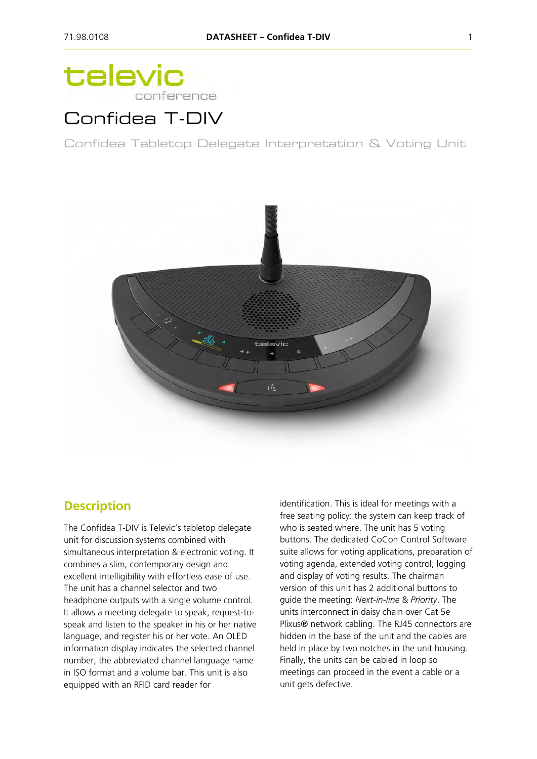![televic conference]

# Confidea T-DIV

Confidea Tabletop Delegate Interpretation & Voting Unit

## Description

The Confidea T-DIV is Televic's tabletop delegate unit for discussion systems combined with simultaneous interpretation & electronic voting. It combines a slim, contemporary design and excellent intelligibility with effortless ease of use. The unit has a channel selector and two headphone outputs with a single volume control. It allows a meeting delegate to speak, request-to-speak and listen to the speaker in his or her native language, and register his or her vote. An OLED information display indicates the selected channel number, the abbreviated channel language name in ISO format and a volume bar. This unit is also equipped with an RFID card reader for identification. This is ideal for meetings with a free seating policy: the system can keep track of who is seated where. The unit has 5 voting buttons. The dedicated CoCon Control Software suite allows for voting applications, preparation of voting agenda, extended voting control, logging and display of voting results. The chairman version of this unit has 2 additional buttons to guide the meeting: *Next-in-line* & *Priority*. The units interconnect in daisy chain over Cat 5e Plixus® network cabling. The RJ45 connectors are hidden in the base of the unit and the cables are held in place by two notches in the unit housing. Finally, the units can be cabled in loop so meetings can proceed in the event a cable or a unit gets defective.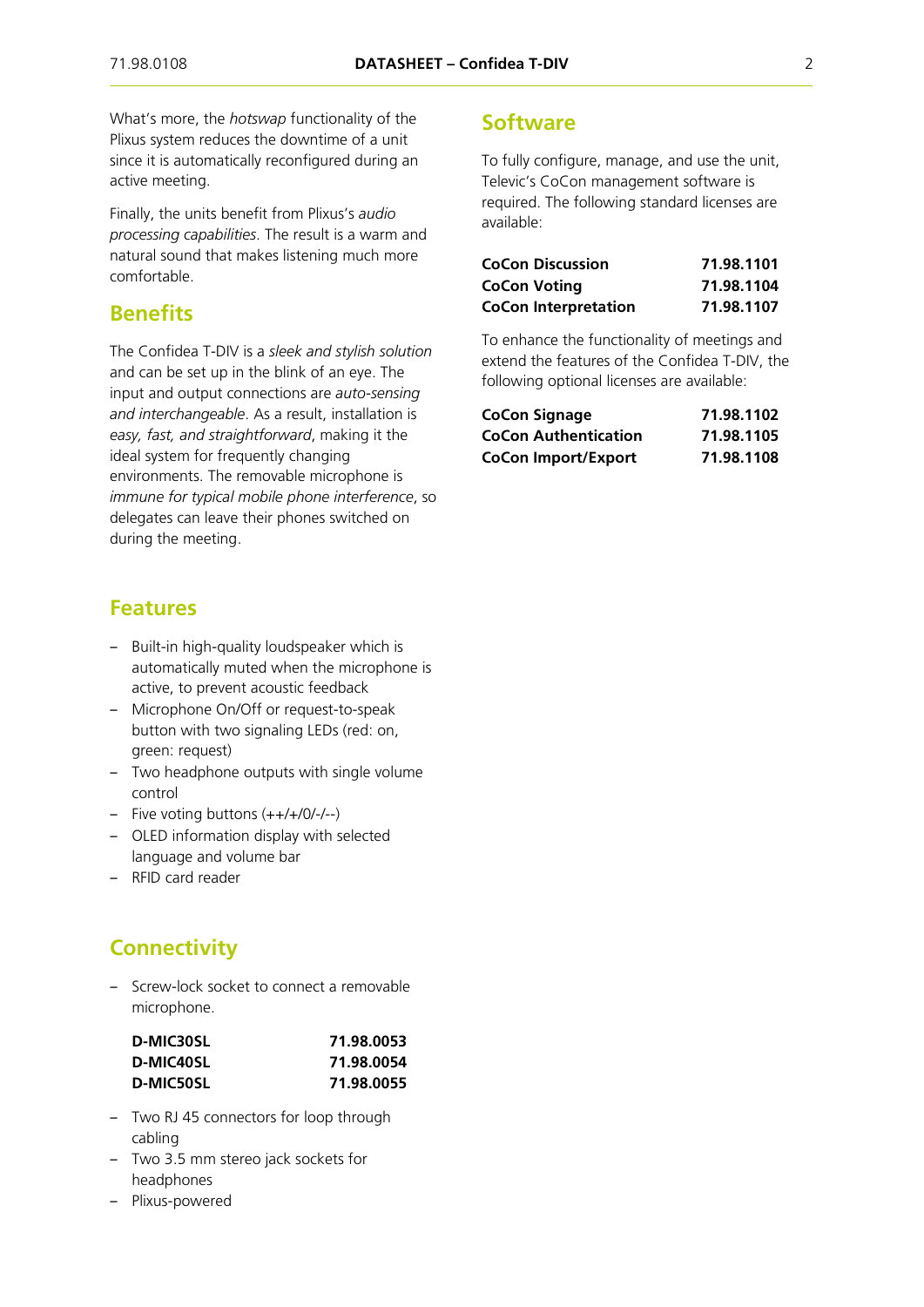What's more, the *hotswap* functionality of the Plixus system reduces the downtime of a unit since it is automatically reconfigured during an active meeting.

Finally, the units benefit from Plixus's *audio processing capabilities*. The result is a warm and natural sound that makes listening much more comfortable.

## Benefits

The Confidea T-DIV is a *sleek and stylish solution* and can be set up in the blink of an eye. The input and output connections are *auto-sensing and interchangeable*. As a result, installation is *easy, fast, and straightforward*, making it the ideal system for frequently changing environments. The removable microphone is *immune for typical mobile phone interference*, so delegates can leave their phones switched on during the meeting.

## Features

- Built-in high-quality loudspeaker which is automatically muted when the microphone is active, to prevent acoustic feedback
- Microphone On/Off or request-to-speak button with two signaling LEDs (red: on, green: request)
- Two headphone outputs with single volume control
- Five voting buttons (++/+/0/-/--)
- OLED information display with selected language and volume bar
- RFID card reader

## Connectivity

- Screw-lock socket to connect a removable microphone.

| | |
|---|---|
| **D-MIC30SL** | **71.98.0053** |
| **D-MIC40SL** | **71.98.0054** |
| **D-MIC50SL** | **71.98.0055** |

- Two RJ 45 connectors for loop through cabling
- Two 3.5 mm stereo jack sockets for headphones
- Plixus-powered

## Software

To fully configure, manage, and use the unit, Televic's CoCon management software is required. The following standard licenses are available:

| | |
|---|---|
| **CoCon Discussion** | **71.98.1101** |
| **CoCon Voting** | **71.98.1104** |
| **CoCon Interpretation** | **71.98.1107** |

To enhance the functionality of meetings and extend the features of the Confidea T-DIV, the following optional licenses are available:

| | |
|---|---|
| **CoCon Signage** | **71.98.1102** |
| **CoCon Authentication** | **71.98.1105** |
| **CoCon Import/Export** | **71.98.1108** |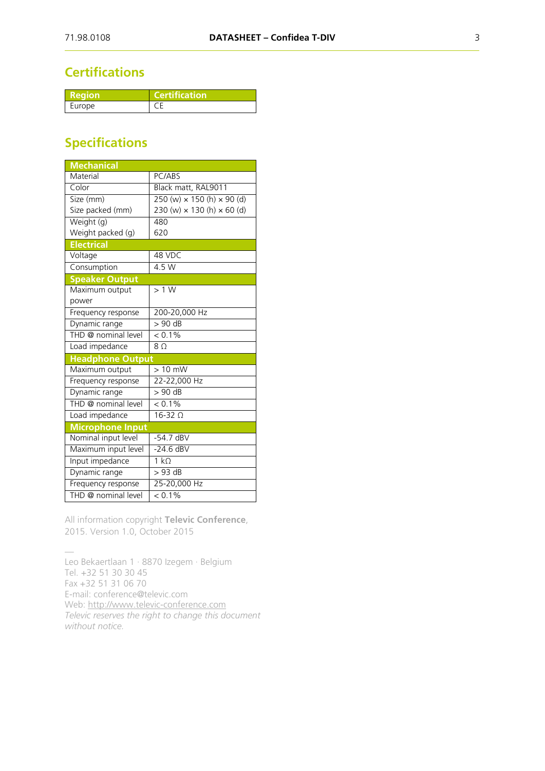## Certifications

| Region | Certification |
|---|---|
| Europe | CE |

## Specifications

| Mechanical | |
|---|---|
| Material | PC/ABS |
| Color | Black matt, RAL9011 |
| Size (mm)<br>Size packed (mm) | 250 (w) × 150 (h) × 90 (d)<br>230 (w) × 130 (h) × 60 (d) |
| Weight (g)<br>Weight packed (g) | 480<br>620 |
| **Electrical** | |
| Voltage | 48 VDC |
| Consumption | 4.5 W |
| **Speaker Output** | |
| Maximum output power | > 1 W |
| Frequency response | 200-20,000 Hz |
| Dynamic range | > 90 dB |
| THD @ nominal level | < 0.1% |
| Load impedance | 8 Ω |
| **Headphone Output** | |
| Maximum output | > 10 mW |
| Frequency response | 22-22,000 Hz |
| Dynamic range | > 90 dB |
| THD @ nominal level | < 0.1% |
| Load impedance | 16-32 Ω |
| **Microphone Input** | |
| Nominal input level | -54.7 dBV |
| Maximum input level | -24.6 dBV |
| Input impedance | 1 kΩ |
| Dynamic range | > 93 dB |
| Frequency response | 25-20,000 Hz |
| THD @ nominal level | < 0.1% |

All information copyright **Televic Conference**, 2015. Version 1.0, October 2015

—
Leo Bekaertlaan 1 · 8870 Izegem · Belgium
Tel. +32 51 30 30 45
Fax +32 51 31 06 70
E-mail: conference@televic.com
Web: http://www.televic-conference.com
*Televic reserves the right to change this document without notice.*